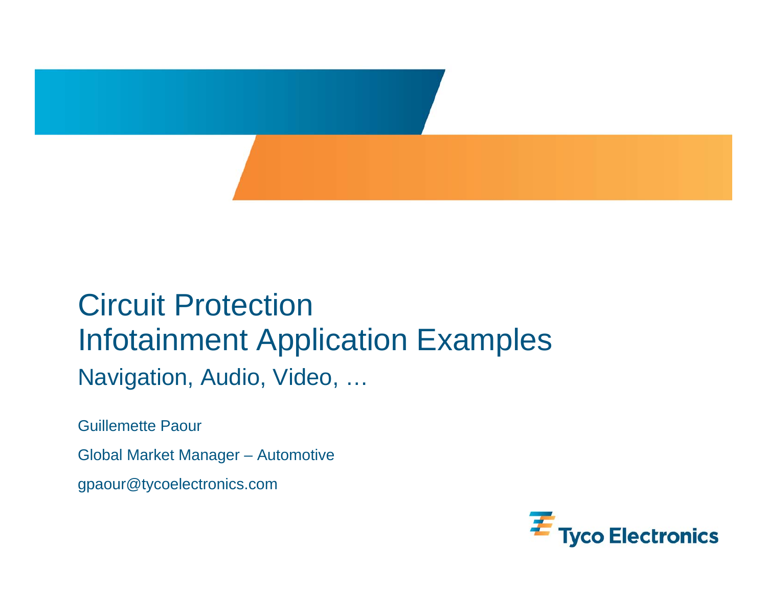# Circuit Protection
# Infotainment Application Examples

## Navigation, Audio, Video, …

Guillemette Paour

Global Market Manager – Automotive

gpaour@tycoelectronics.com

Tyco Electronics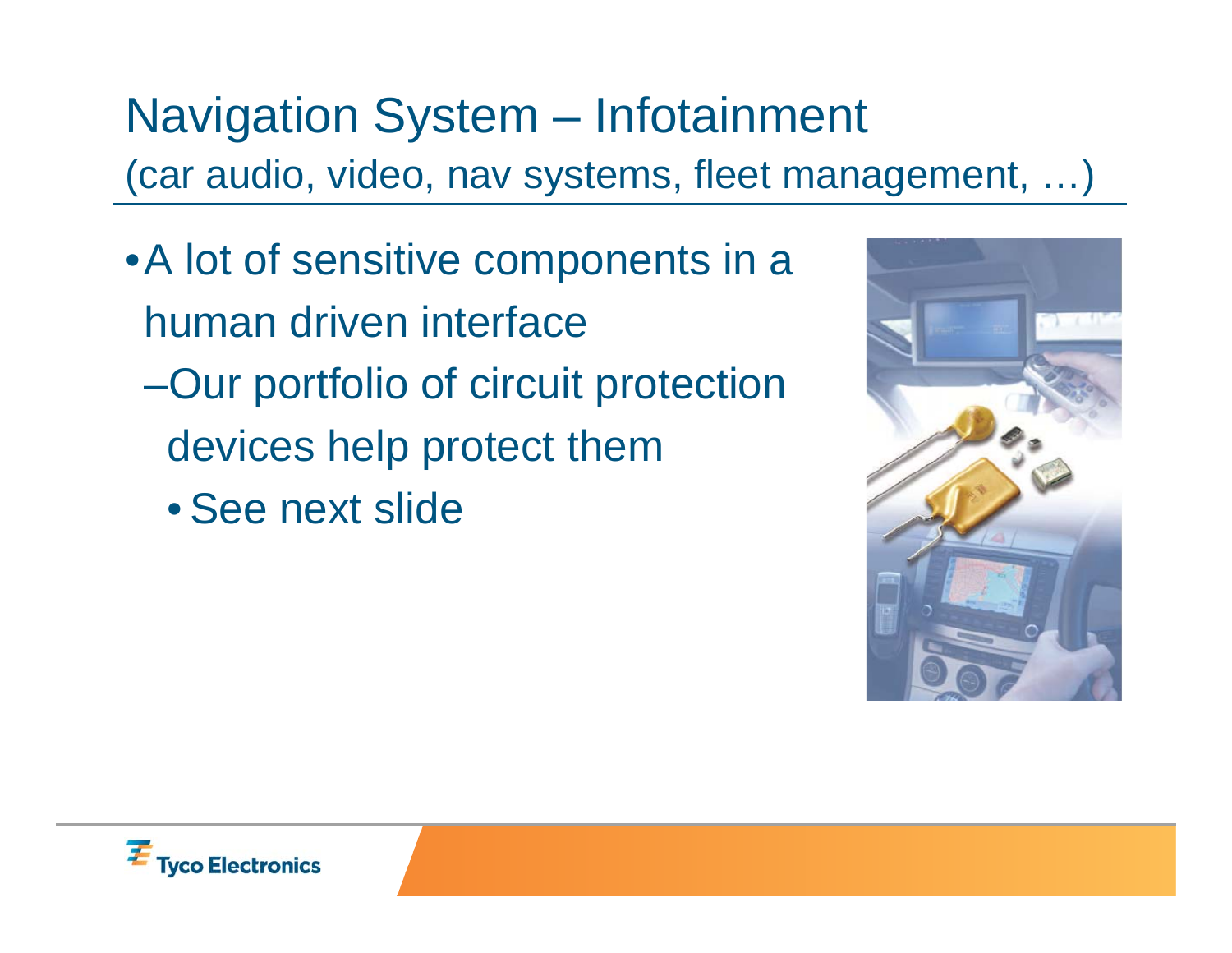# Navigation System – Infotainment
(car audio, video, nav systems, fleet management, …)

- A lot of sensitive components in a human driven interface
  - –Our portfolio of circuit protection devices help protect them
    - See next slide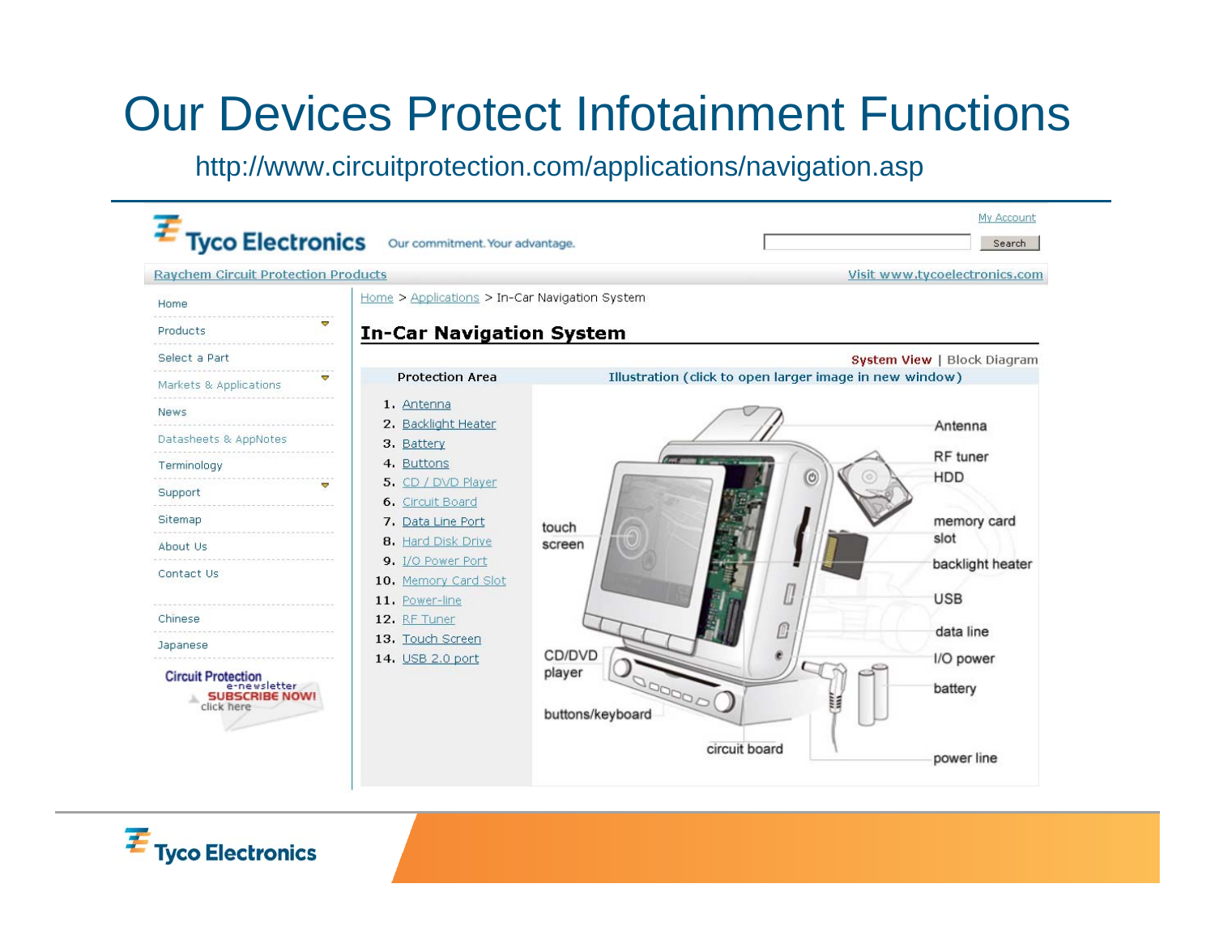# Our Devices Protect Infotainment Functions

http://www.circuitprotection.com/applications/navigation.asp

Tyco Electronics Our commitment. Your advantage.

My Account

Search

Raychem Circuit Protection Products

Visit www.tycoelectronics.com

- Home
- Products
- Select a Part
- Markets & Applications
- News
- Datasheets & AppNotes
- Terminology
- Support
- Sitemap
- About Us
- Contact Us
- Chinese
- Japanese

Circuit Protection e-newsletter SUBSCRIBE NOW! click here

Home > Applications > In-Car Navigation System

## In-Car Navigation System

System View | Block Diagram

Protection Area

1. Antenna
2. Backlight Heater
3. Battery
4. Buttons
5. CD / DVD Player
6. Circuit Board
7. Data Line Port
8. Hard Disk Drive
9. I/O Power Port
10. Memory Card Slot
11. Power-line
12. RF Tuner
13. Touch Screen
14. USB 2.0 port

Illustration (click to open larger image in new window)

Antenna
RF tuner
HDD
memory card slot
backlight heater
USB
data line
I/O power
battery
power line
touch screen
CD/DVD player
buttons/keyboard
circuit board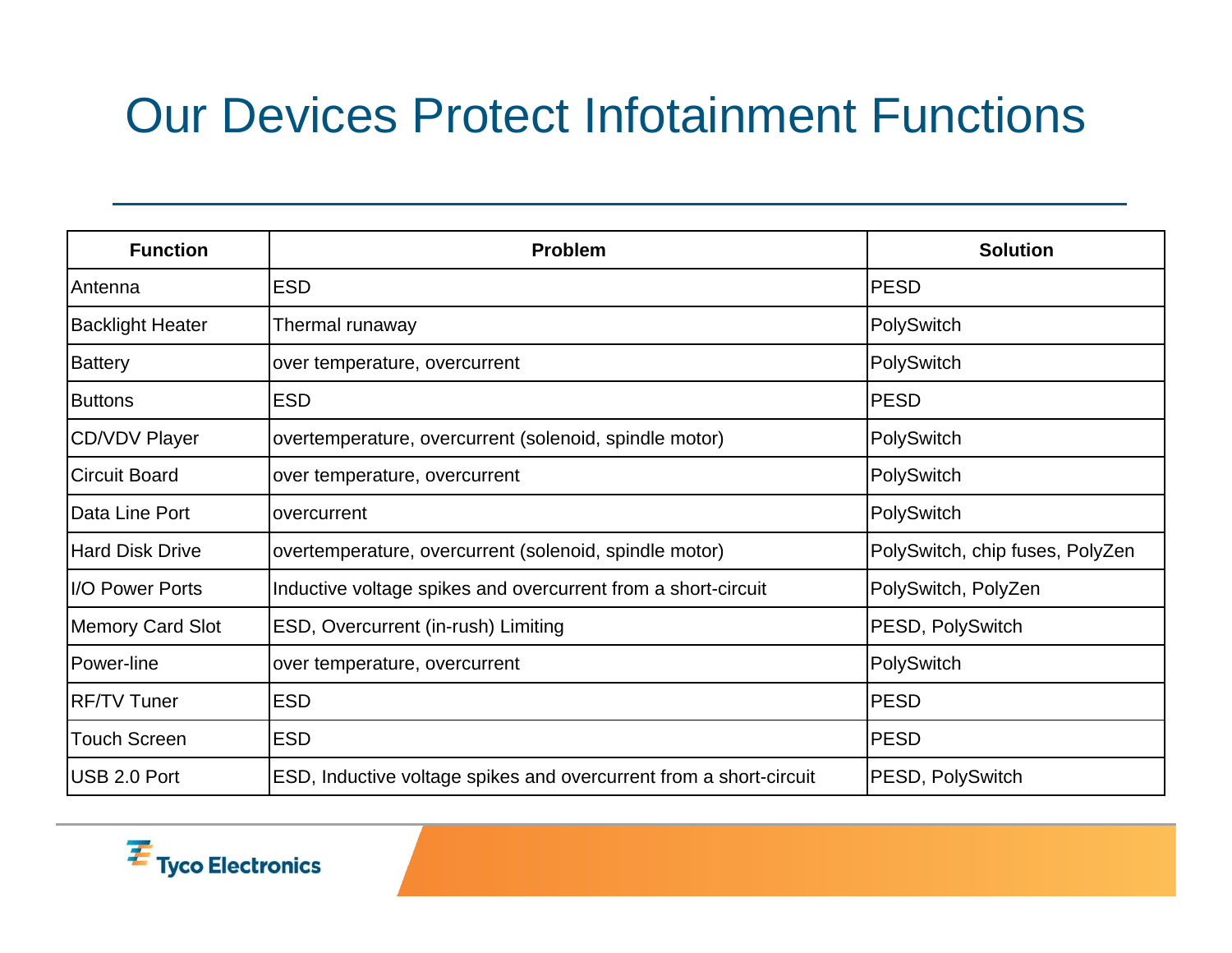# Our Devices Protect Infotainment Functions

| Function | Problem | Solution |
|---|---|---|
| Antenna | ESD | PESD |
| Backlight Heater | Thermal runaway | PolySwitch |
| Battery | over temperature, overcurrent | PolySwitch |
| Buttons | ESD | PESD |
| CD/VDV Player | overtemperature, overcurrent (solenoid, spindle motor) | PolySwitch |
| Circuit Board | over temperature, overcurrent | PolySwitch |
| Data Line Port | overcurrent | PolySwitch |
| Hard Disk Drive | overtemperature, overcurrent (solenoid, spindle motor) | PolySwitch, chip fuses, PolyZen |
| I/O Power Ports | Inductive voltage spikes and overcurrent from a short-circuit | PolySwitch, PolyZen |
| Memory Card Slot | ESD, Overcurrent (in-rush) Limiting | PESD, PolySwitch |
| Power-line | over temperature, overcurrent | PolySwitch |
| RF/TV Tuner | ESD | PESD |
| Touch Screen | ESD | PESD |
| USB 2.0 Port | ESD, Inductive voltage spikes and overcurrent from a short-circuit | PESD, PolySwitch |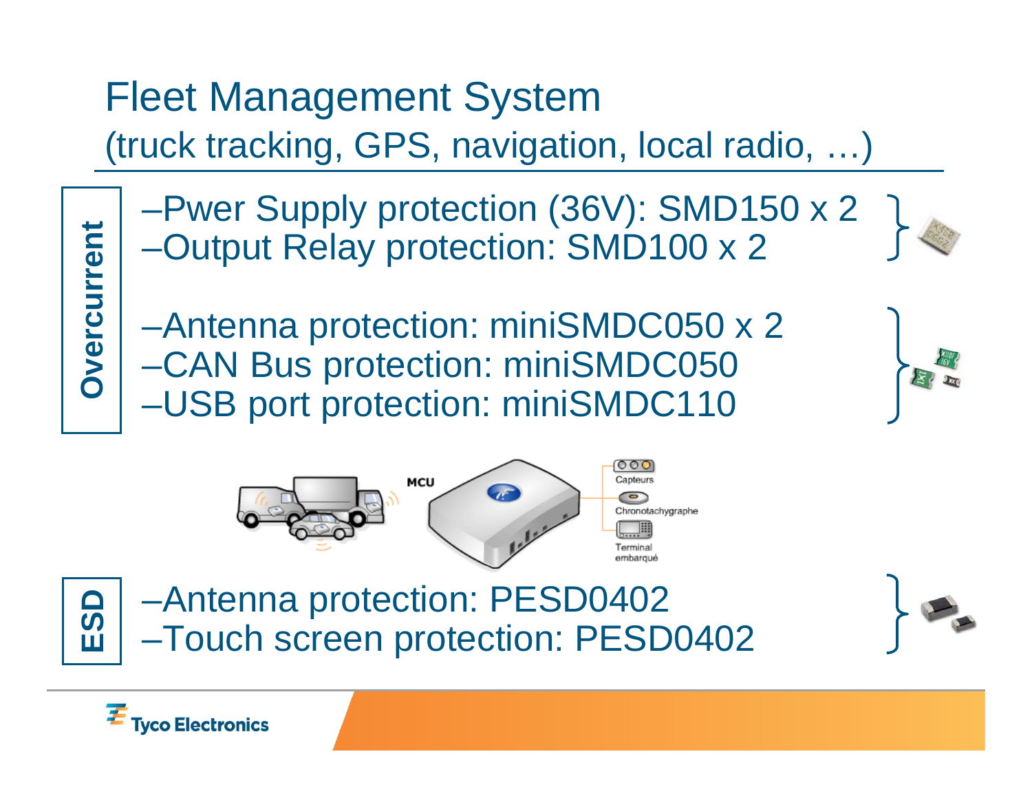# Fleet Management System
## (truck tracking, GPS, navigation, local radio, …)

**Overcurrent**

- –Pwer Supply protection (36V): SMD150 x 2
- –Output Relay protection: SMD100 x 2

- –Antenna protection: miniSMDC050 x 2
- –CAN Bus protection: miniSMDC050
- –USB port protection: miniSMDC110

MCU

Capteurs

Chronotachygraphe

Terminal embarqué

**ESD**

- –Antenna protection: PESD0402
- –Touch screen protection: PESD0402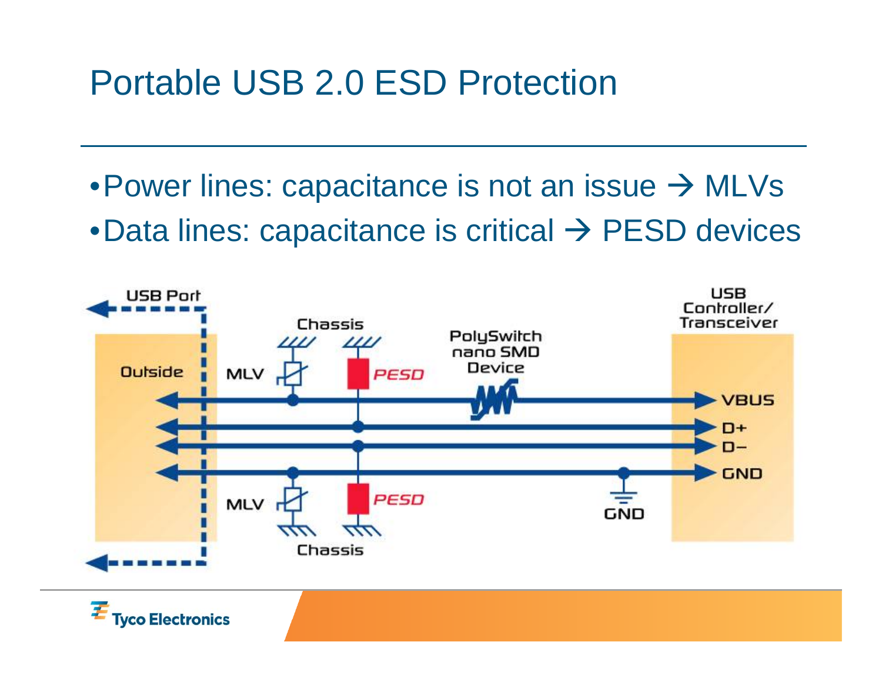# Portable USB 2.0 ESD Protection

- Power lines: capacitance is not an issue → MLVs
- Data lines: capacitance is critical → PESD devices

USB Port

Outside

Chassis

MLV

PESD

PolySwitch nano SMD Device

USB Controller/ Transceiver

VBUS

D+

D−

GND

MLV

PESD

GND

Chassis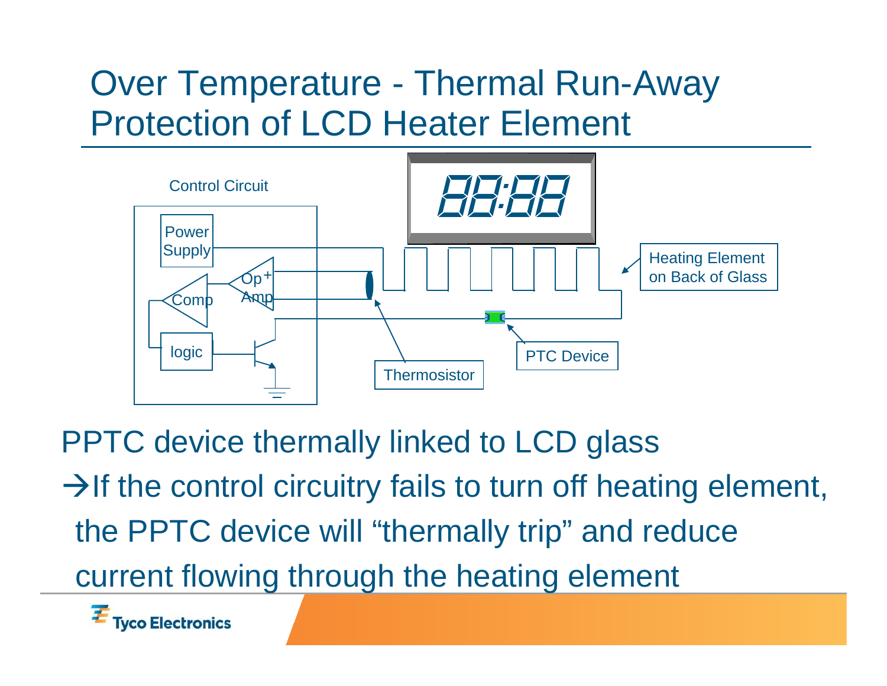# Over Temperature - Thermal Run-Away Protection of LCD Heater Element

Control Circuit

Power Supply

Op Amp

Comp

logic

88:88

Heating Element on Back of Glass

Thermosistor

PTC Device

PPTC device thermally linked to LCD glass

→If the control circuitry fails to turn off heating element, the PPTC device will "thermally trip" and reduce current flowing through the heating element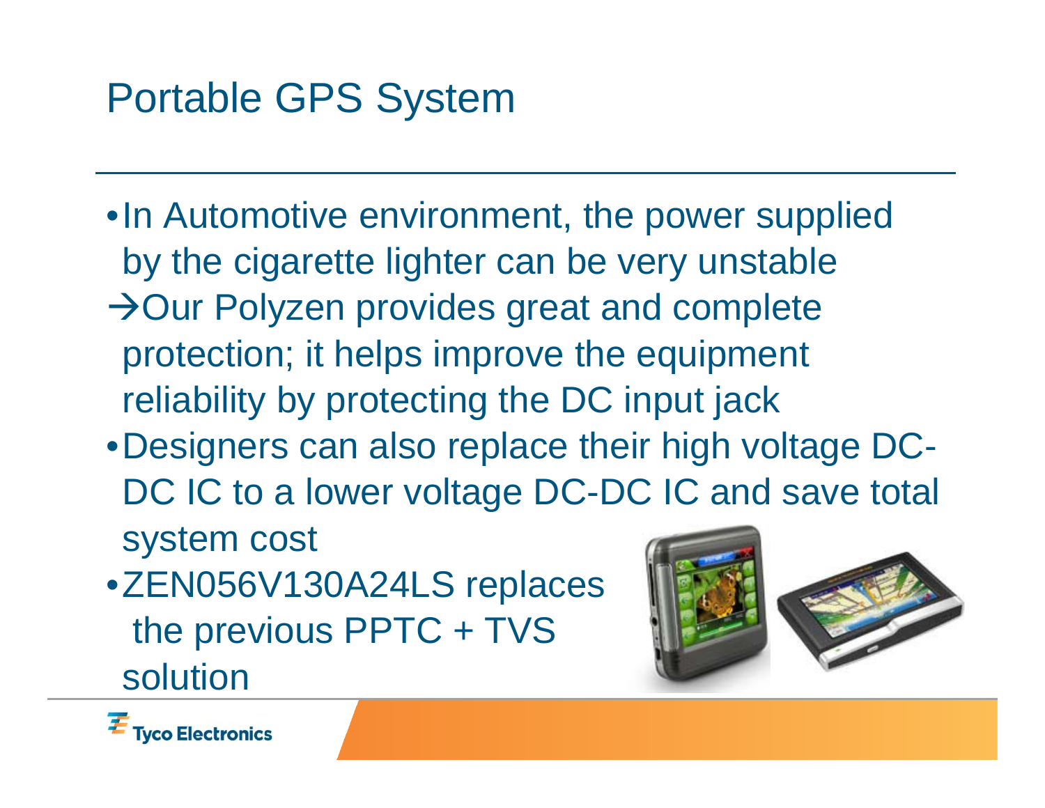# Portable GPS System

- In Automotive environment, the power supplied by the cigarette lighter can be very unstable

→Our Polyzen provides great and complete protection; it helps improve the equipment reliability by protecting the DC input jack

- Designers can also replace their high voltage DC-DC IC to a lower voltage DC-DC IC and save total system cost
- ZEN056V130A24LS replaces the previous PPTC + TVS solution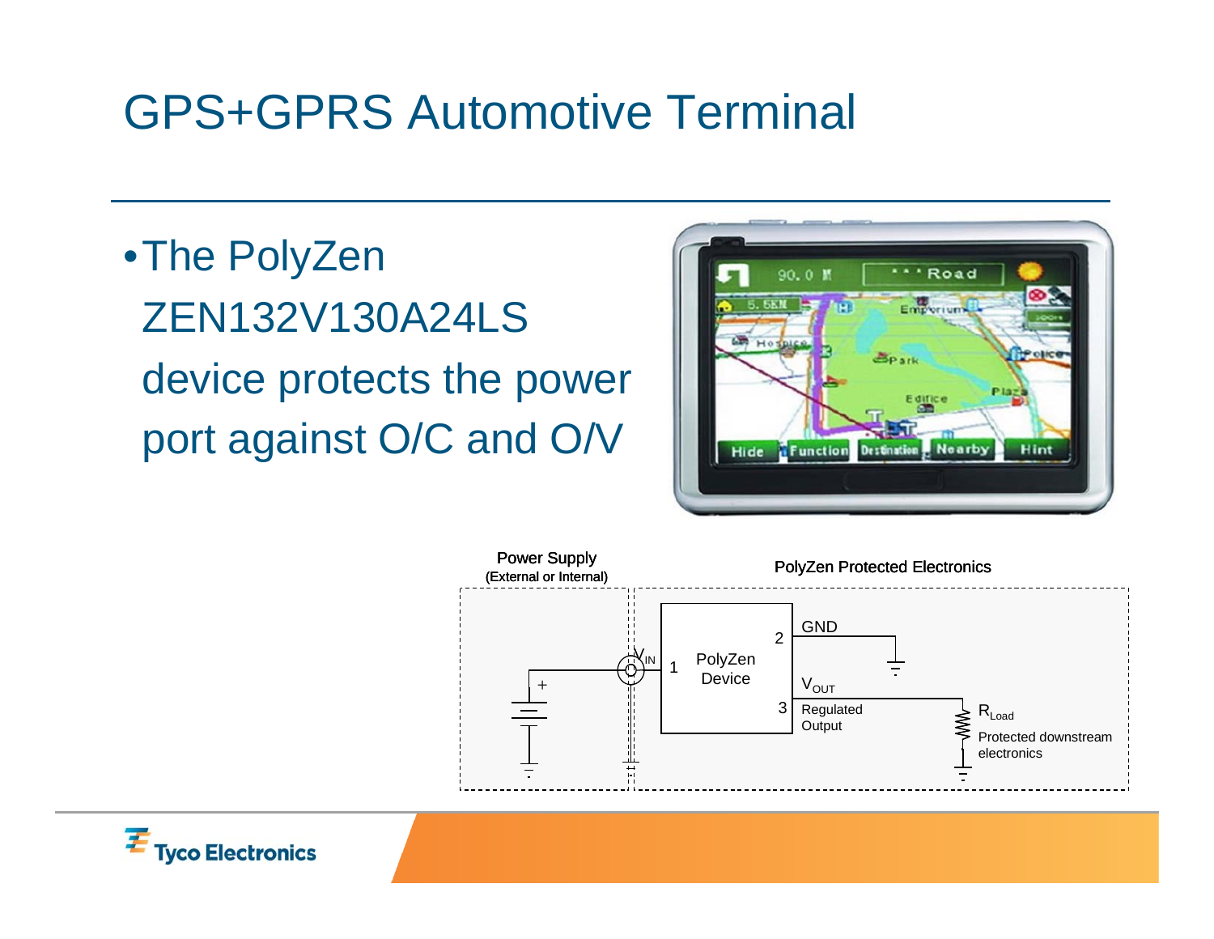# GPS+GPRS Automotive Terminal

- The PolyZen ZEN132V130A24LS device protects the power port against O/C and O/V

Power Supply
(External or Internal)

PolyZen Protected Electronics

$V_{IN}$

1

PolyZen Device

2

GND

$V_{OUT}$

3

Regulated Output

$R_{Load}$

Protected downstream electronics

+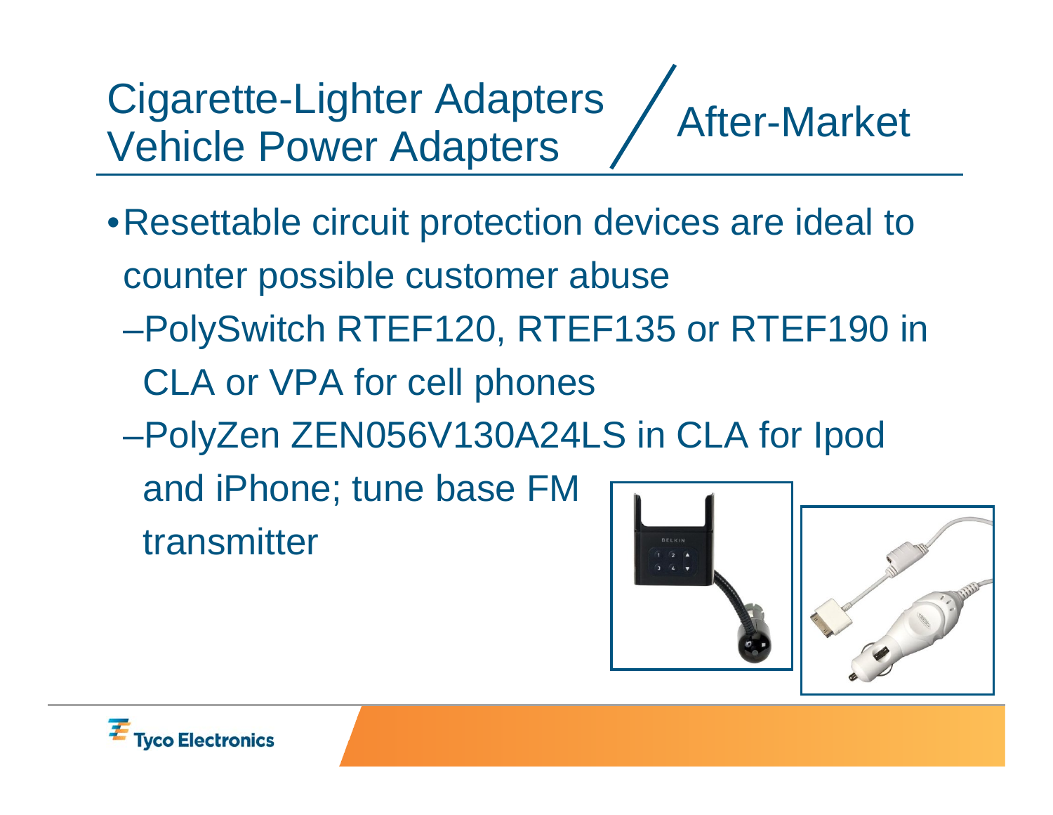# Cigarette-Lighter Adapters / Vehicle Power Adapters / After-Market

- Resettable circuit protection devices are ideal to counter possible customer abuse
  - PolySwitch RTEF120, RTEF135 or RTEF190 in CLA or VPA for cell phones
  - PolyZen ZEN056V130A24LS in CLA for Ipod and iPhone; tune base FM transmitter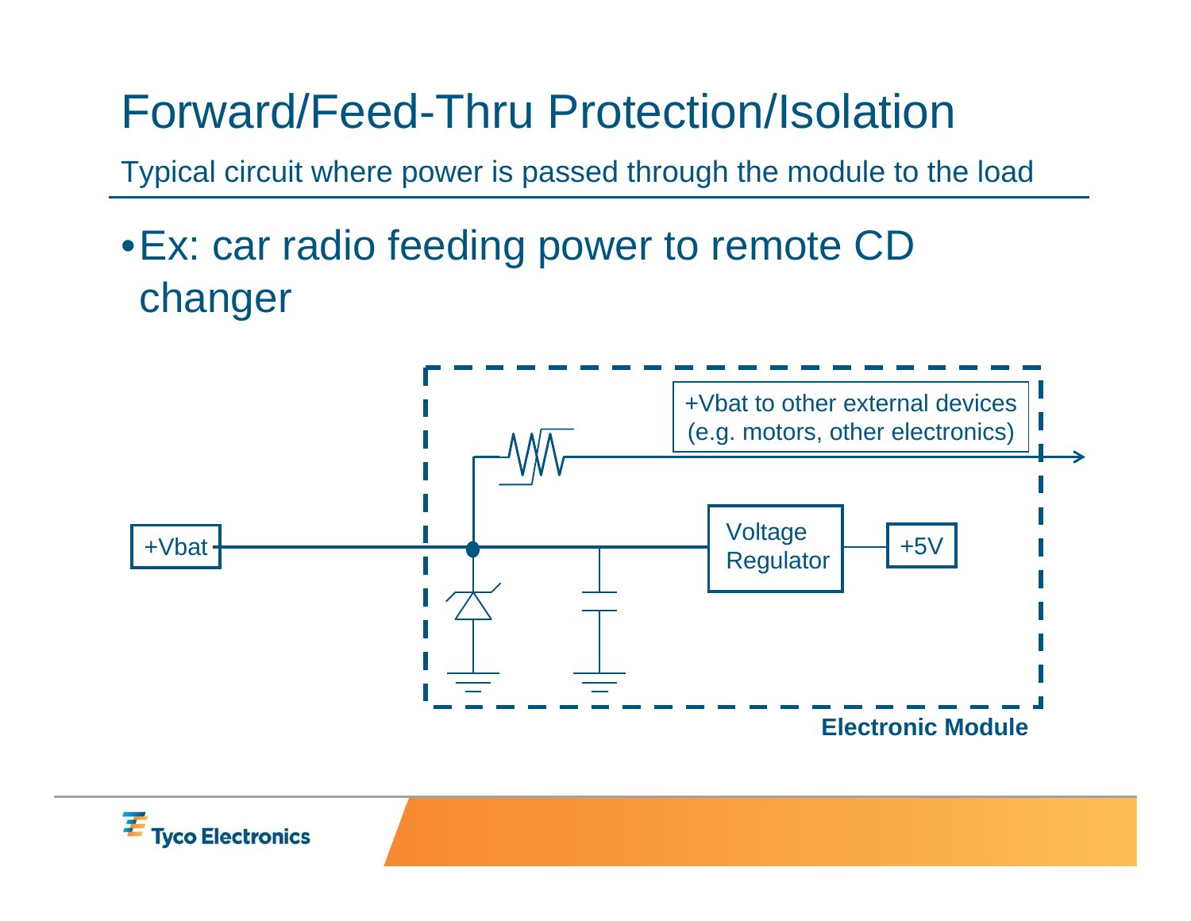# Forward/Feed-Thru Protection/Isolation

Typical circuit where power is passed through the module to the load

- Ex: car radio feeding power to remote CD changer

+Vbat

+Vbat to other external devices (e.g. motors, other electronics)

Voltage Regulator

+5V

**Electronic Module**